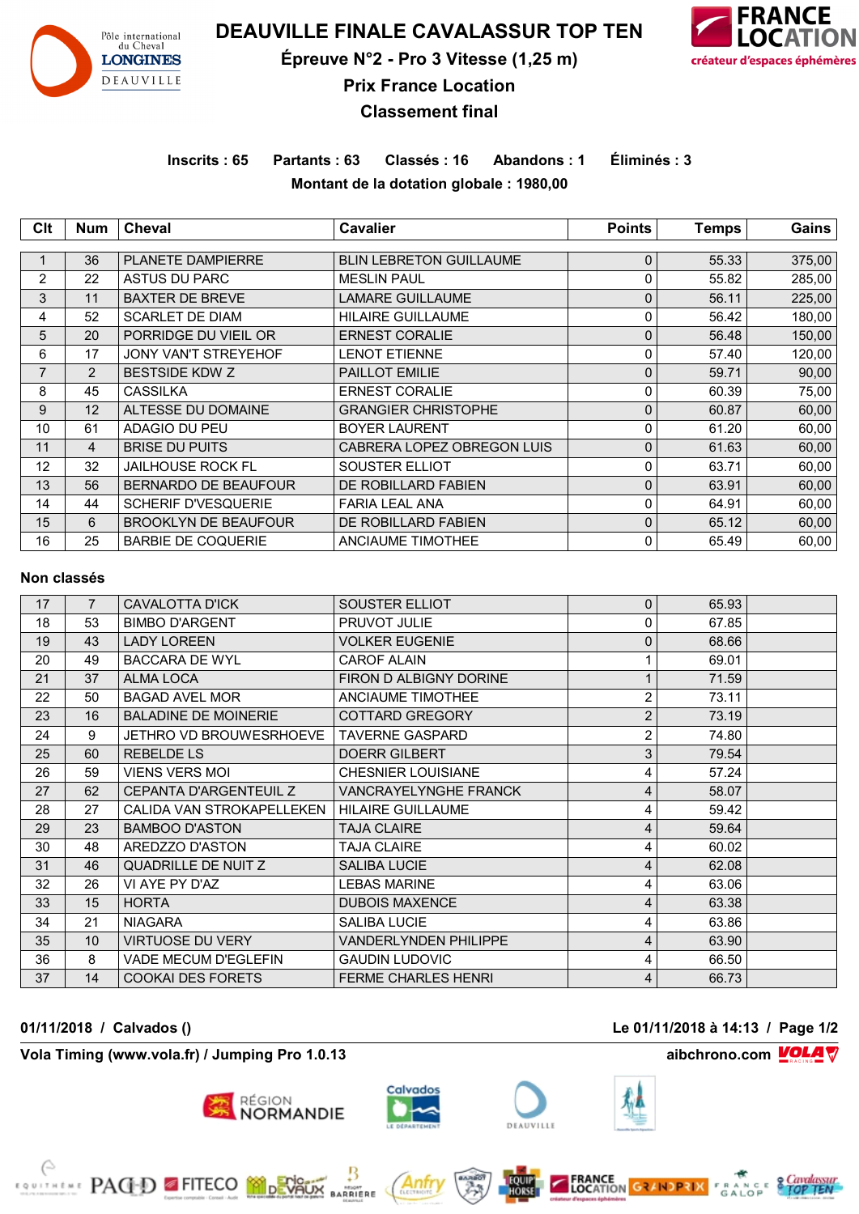# DEAUVILLE FINALE CAVALASSUR TOP TEN

## Épreuve N°2 - Pro 3 Vitesse (1,25 m)

## Prix France Location

## Classement final

**Inscrits : 65 Partants : 63 Classés : 16 Abandons : 1 Éliminés : 3**

**Montant de la dotation globale : 1980,00**

| Clt | Num | Cheval | Cavalier | Points | Temps | Gains |
|---|---|---|---|---|---|---|
| 1 | 36 | PLANETE DAMPIERRE | BLIN LEBRETON GUILLAUME | 0 | 55.33 | 375,00 |
| 2 | 22 | ASTUS DU PARC | MESLIN PAUL | 0 | 55.82 | 285,00 |
| 3 | 11 | BAXTER DE BREVE | LAMARE GUILLAUME | 0 | 56.11 | 225,00 |
| 4 | 52 | SCARLET DE DIAM | HILAIRE GUILLAUME | 0 | 56.42 | 180,00 |
| 5 | 20 | PORRIDGE DU VIEIL OR | ERNEST CORALIE | 0 | 56.48 | 150,00 |
| 6 | 17 | JONY VAN'T STREYEHOF | LENOT ETIENNE | 0 | 57.40 | 120,00 |
| 7 | 2 | BESTSIDE KDW Z | PAILLOT EMILIE | 0 | 59.71 | 90,00 |
| 8 | 45 | CASSILKA | ERNEST CORALIE | 0 | 60.39 | 75,00 |
| 9 | 12 | ALTESSE DU DOMAINE | GRANGIER CHRISTOPHE | 0 | 60.87 | 60,00 |
| 10 | 61 | ADAGIO DU PEU | BOYER LAURENT | 0 | 61.20 | 60,00 |
| 11 | 4 | BRISE DU PUITS | CABRERA LOPEZ OBREGON LUIS | 0 | 61.63 | 60,00 |
| 12 | 32 | JAILHOUSE ROCK FL | SOUSTER ELLIOT | 0 | 63.71 | 60,00 |
| 13 | 56 | BERNARDO DE BEAUFOUR | DE ROBILLARD FABIEN | 0 | 63.91 | 60,00 |
| 14 | 44 | SCHERIF D'VESQUERIE | FARIA LEAL ANA | 0 | 64.91 | 60,00 |
| 15 | 6 | BROOKLYN DE BEAUFOUR | DE ROBILLARD FABIEN | 0 | 65.12 | 60,00 |
| 16 | 25 | BARBIE DE COQUERIE | ANCIAUME TIMOTHEE | 0 | 65.49 | 60,00 |

**Non classés**

| Clt | Num | Cheval | Cavalier | Points | Temps | Gains |
|---|---|---|---|---|---|---|
| 17 | 7 | CAVALOTTA D'ICK | SOUSTER ELLIOT | 0 | 65.93 | |
| 18 | 53 | BIMBO D'ARGENT | PRUVOT JULIE | 0 | 67.85 | |
| 19 | 43 | LADY LOREEN | VOLKER EUGENIE | 0 | 68.66 | |
| 20 | 49 | BACCARA DE WYL | CAROF ALAIN | 1 | 69.01 | |
| 21 | 37 | ALMA LOCA | FIRON D ALBIGNY DORINE | 1 | 71.59 | |
| 22 | 50 | BAGAD AVEL MOR | ANCIAUME TIMOTHEE | 2 | 73.11 | |
| 23 | 16 | BALADINE DE MOINERIE | COTTARD GREGORY | 2 | 73.19 | |
| 24 | 9 | JETHRO VD BROUWESRHOEVE | TAVERNE GASPARD | 2 | 74.80 | |
| 25 | 60 | REBELDE LS | DOERR GILBERT | 3 | 79.54 | |
| 26 | 59 | VIENS VERS MOI | CHESNIER LOUISIANE | 4 | 57.24 | |
| 27 | 62 | CEPANTA D'ARGENTEUIL Z | VANCRAYELYNGHE FRANCK | 4 | 58.07 | |
| 28 | 27 | CALIDA VAN STROKAPELLEKEN | HILAIRE GUILLAUME | 4 | 59.42 | |
| 29 | 23 | BAMBOO D'ASTON | TAJA CLAIRE | 4 | 59.64 | |
| 30 | 48 | AREDZZO D'ASTON | TAJA CLAIRE | 4 | 60.02 | |
| 31 | 46 | QUADRILLE DE NUIT Z | SALIBA LUCIE | 4 | 62.08 | |
| 32 | 26 | VI AYE PY D'AZ | LEBAS MARINE | 4 | 63.06 | |
| 33 | 15 | HORTA | DUBOIS MAXENCE | 4 | 63.38 | |
| 34 | 21 | NIAGARA | SALIBA LUCIE | 4 | 63.86 | |
| 35 | 10 | VIRTUOSE DU VERY | VANDERLYNDEN PHILIPPE | 4 | 63.90 | |
| 36 | 8 | VADE MECUM D'EGLEFIN | GAUDIN LUDOVIC | 4 | 66.50 | |
| 37 | 14 | COOKAI DES FORETS | FERME CHARLES HENRI | 4 | 66.73 | |

**01/11/2018 / Calvados ()** — **Le 01/11/2018 à 14:13**

**Vola Timing (www.vola.fr) / Jumping Pro 1.0.13** — **aibchrono.com**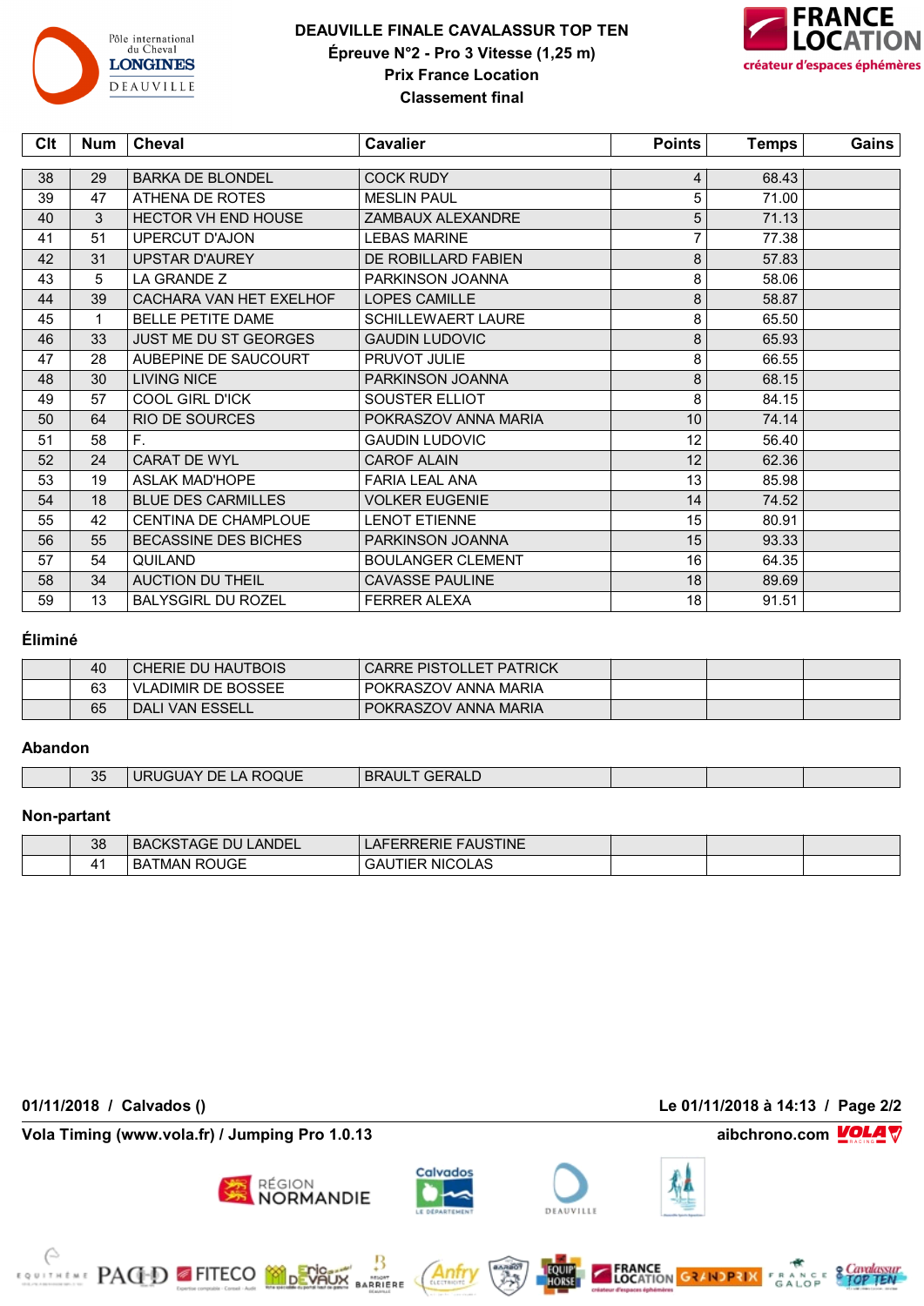# DEAUVILLE FINALE CAVALASSUR TOP TEN
## Épreuve N°2 - Pro 3 Vitesse (1,25 m)
## Prix France Location
## Classement final

| Clt | Num | Cheval | Cavalier | Points | Temps | Gains |
|---|---|---|---|---|---|---|
| 38 | 29 | BARKA DE BLONDEL | COCK RUDY | 4 | 68.43 | |
| 39 | 47 | ATHENA DE ROTES | MESLIN PAUL | 5 | 71.00 | |
| 40 | 3 | HECTOR VH END HOUSE | ZAMBAUX ALEXANDRE | 5 | 71.13 | |
| 41 | 51 | UPERCUT D'AJON | LEBAS MARINE | 7 | 77.38 | |
| 42 | 31 | UPSTAR D'AUREY | DE ROBILLARD FABIEN | 8 | 57.83 | |
| 43 | 5 | LA GRANDE Z | PARKINSON JOANNA | 8 | 58.06 | |
| 44 | 39 | CACHARA VAN HET EXELHOF | LOPES CAMILLE | 8 | 58.87 | |
| 45 | 1 | BELLE PETITE DAME | SCHILLEWAERT LAURE | 8 | 65.50 | |
| 46 | 33 | JUST ME DU ST GEORGES | GAUDIN LUDOVIC | 8 | 65.93 | |
| 47 | 28 | AUBEPINE DE SAUCOURT | PRUVOT JULIE | 8 | 66.55 | |
| 48 | 30 | LIVING NICE | PARKINSON JOANNA | 8 | 68.15 | |
| 49 | 57 | COOL GIRL D'ICK | SOUSTER ELLIOT | 8 | 84.15 | |
| 50 | 64 | RIO DE SOURCES | POKRASZOV ANNA MARIA | 10 | 74.14 | |
| 51 | 58 | F. | GAUDIN LUDOVIC | 12 | 56.40 | |
| 52 | 24 | CARAT DE WYL | CAROF ALAIN | 12 | 62.36 | |
| 53 | 19 | ASLAK MAD'HOPE | FARIA LEAL ANA | 13 | 85.98 | |
| 54 | 18 | BLUE DES CARMILLES | VOLKER EUGENIE | 14 | 74.52 | |
| 55 | 42 | CENTINA DE CHAMPLOUE | LENOT ETIENNE | 15 | 80.91 | |
| 56 | 55 | BECASSINE DES BICHES | PARKINSON JOANNA | 15 | 93.33 | |
| 57 | 54 | QUILAND | BOULANGER CLEMENT | 16 | 64.35 | |
| 58 | 34 | AUCTION DU THEIL | CAVASSE PAULINE | 18 | 89.69 | |
| 59 | 13 | BALYSGIRL DU ROZEL | FERRER ALEXA | 18 | 91.51 | |

### Éliminé

| | | | | | | |
|---|---|---|---|---|---|---|
| | 40 | CHERIE DU HAUTBOIS | CARRE PISTOLLET PATRICK | | | |
| | 63 | VLADIMIR DE BOSSEE | POKRASZOV ANNA MARIA | | | |
| | 65 | DALI VAN ESSELL | POKRASZOV ANNA MARIA | | | |

### Abandon

| | | | | | | |
|---|---|---|---|---|---|---|
| | 35 | URUGUAY DE LA ROQUE | BRAULT GERALD | | | |

### Non-partant

| | | | | | | |
|---|---|---|---|---|---|---|
| | 38 | BACKSTAGE DU LANDEL | LAFERRERIE FAUSTINE | | | |
| | 41 | BATMAN ROUGE | GAUTIER NICOLAS | | | |

**01/11/2018 / Calvados ()** — **Le 01/11/2018 à 14:13**

**Vola Timing (www.vola.fr) / Jumping Pro 1.0.13** — **aibchrono.com**